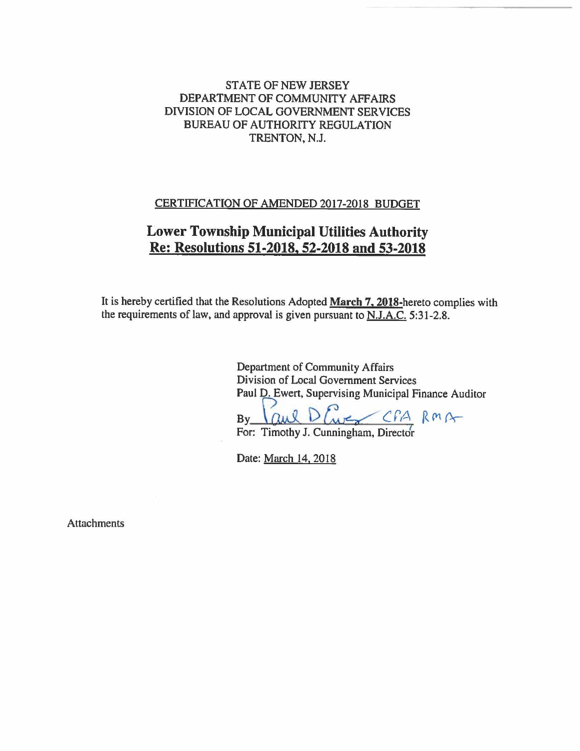STATE OF NEW JERSEY
DEPARTMENT OF COMMUNITY AFFAIRS
DIVISION OF LOCAL GOVERNMENT SERVICES
BUREAU OF AUTHORITY REGULATION
TRENTON, N.J.

CERTIFICATION OF AMENDED 2017-2018 BUDGET

## Lower Township Municipal Utilities Authority
## Re: Resolutions 51-2018, 52-2018 and 53-2018

It is hereby certified that the Resolutions Adopted **March 7, 2018**-hereto complies with the requirements of law, and approval is given pursuant to N.J.A.C. 5:31-2.8.

Department of Community Affairs
Division of Local Government Services
Paul D. Ewert, Supervising Municipal Finance Auditor

By Paul D Ewert CPA RMA
For: Timothy J. Cunningham, Director

Date: March 14, 2018

Attachments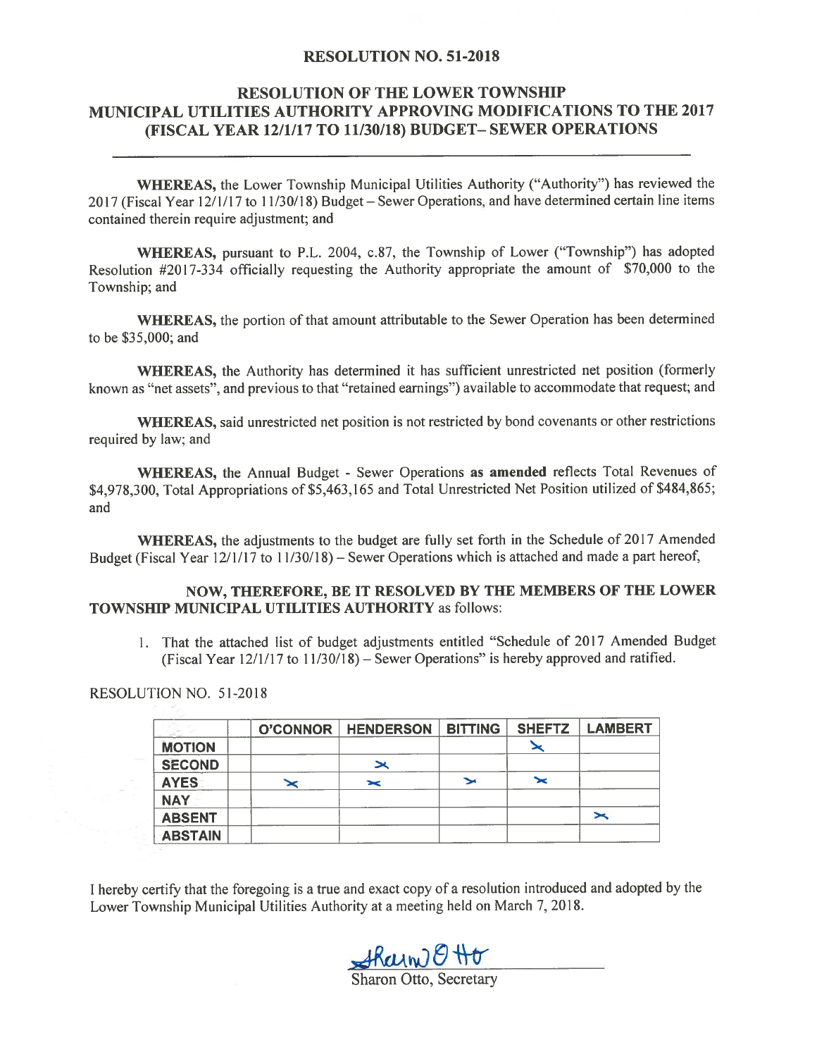# RESOLUTION NO. 51-2018

## RESOLUTION OF THE LOWER TOWNSHIP MUNICIPAL UTILITIES AUTHORITY APPROVING MODIFICATIONS TO THE 2017 (FISCAL YEAR 12/1/17 TO 11/30/18) BUDGET– SEWER OPERATIONS

**WHEREAS,** the Lower Township Municipal Utilities Authority ("Authority") has reviewed the 2017 (Fiscal Year 12/1/17 to 11/30/18) Budget – Sewer Operations, and have determined certain line items contained therein require adjustment; and

**WHEREAS,** pursuant to P.L. 2004, c.87, the Township of Lower ("Township") has adopted Resolution #2017-334 officially requesting the Authority appropriate the amount of $70,000 to the Township; and

**WHEREAS,** the portion of that amount attributable to the Sewer Operation has been determined to be $35,000; and

**WHEREAS,** the Authority has determined it has sufficient unrestricted net position (formerly known as "net assets", and previous to that "retained earnings") available to accommodate that request; and

**WHEREAS,** said unrestricted net position is not restricted by bond covenants or other restrictions required by law; and

**WHEREAS,** the Annual Budget - Sewer Operations **as amended** reflects Total Revenues of $4,978,300, Total Appropriations of $5,463,165 and Total Unrestricted Net Position utilized of $484,865; and

**WHEREAS,** the adjustments to the budget are fully set forth in the Schedule of 2017 Amended Budget (Fiscal Year 12/1/17 to 11/30/18) – Sewer Operations which is attached and made a part hereof,

**NOW, THEREFORE, BE IT RESOLVED BY THE MEMBERS OF THE LOWER TOWNSHIP MUNICIPAL UTILITIES AUTHORITY** as follows:

1. That the attached list of budget adjustments entitled "Schedule of 2017 Amended Budget (Fiscal Year 12/1/17 to 11/30/18) – Sewer Operations" is hereby approved and ratified.

RESOLUTION NO. 51-2018

| | O'CONNOR | HENDERSON | BITTING | SHEFTZ | LAMBERT |
|---|---|---|---|---|---|
| MOTION | | | | X | |
| SECOND | | X | | | |
| AYES | X | X | X | X | |
| NAY | | | | | |
| ABSENT | | | | | X |
| ABSTAIN | | | | | |

I hereby certify that the foregoing is a true and exact copy of a resolution introduced and adopted by the Lower Township Municipal Utilities Authority at a meeting held on March 7, 2018.

Sharon Otto

Sharon Otto, Secretary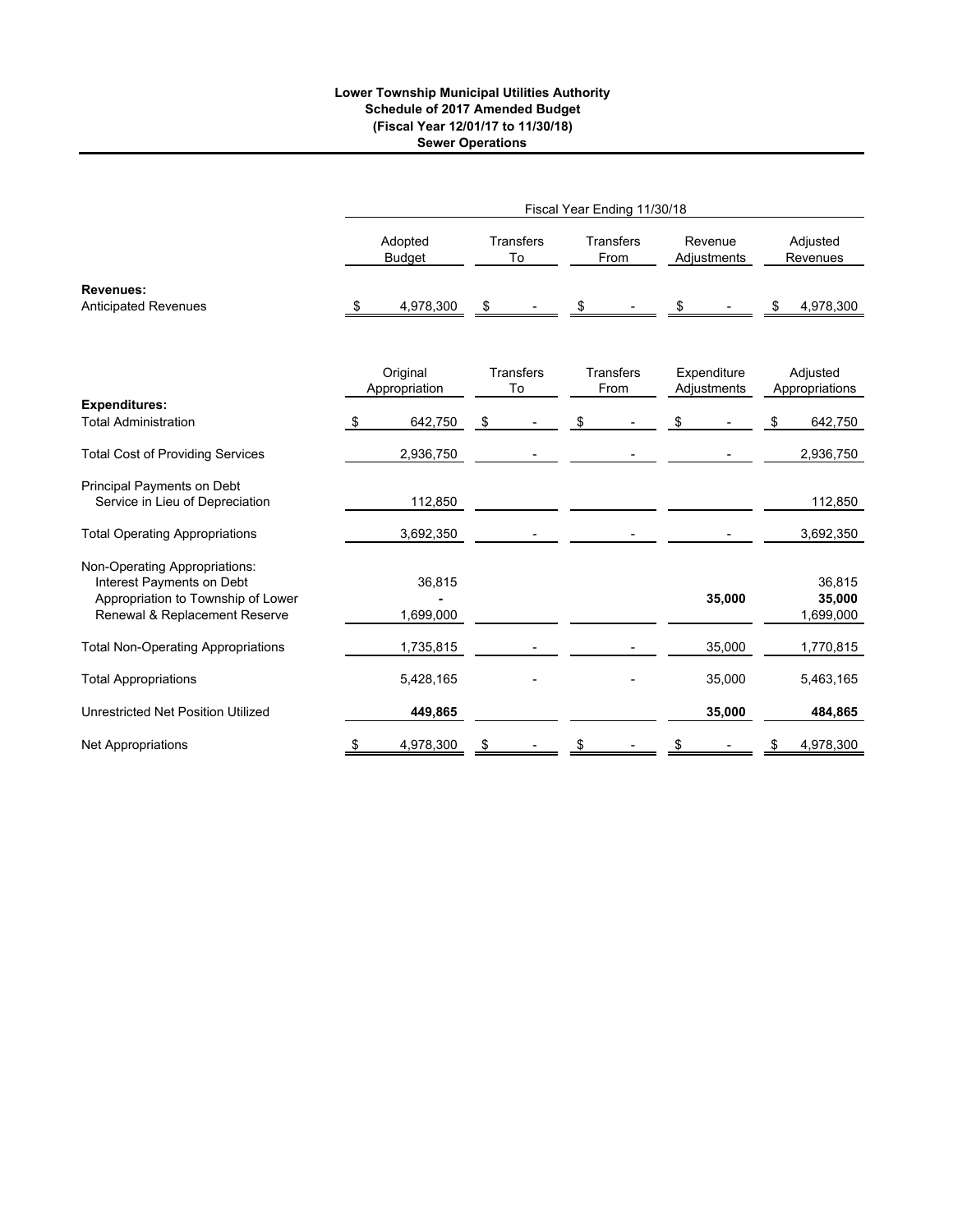**Lower Township Municipal Utilities Authority**
**Schedule of 2017 Amended Budget**
**(Fiscal Year 12/01/17 to 11/30/18)**
**Sewer Operations**

| | Fiscal Year Ending 11/30/18 | | | | |
|---|---|---|---|---|---|
| | Adopted Budget | Transfers To | Transfers From | Revenue Adjustments | Adjusted Revenues |
| **Revenues:** | | | | | |
| Anticipated Revenues | $ 4,978,300 | $ - | $ - | $ - | $ 4,978,300 |

| | Original Appropriation | Transfers To | Transfers From | Expenditure Adjustments | Adjusted Appropriations |
|---|---|---|---|---|---|
| **Expenditures:** | | | | | |
| Total Administration | $ 642,750 | $ - | $ - | $ - | $ 642,750 |
| Total Cost of Providing Services | 2,936,750 | - | - | - | 2,936,750 |
| Principal Payments on Debt Service in Lieu of Depreciation | 112,850 | | | | 112,850 |
| Total Operating Appropriations | 3,692,350 | - | - | - | 3,692,350 |
| Non-Operating Appropriations: | | | | | |
| Interest Payments on Debt | 36,815 | | | | 36,815 |
| Appropriation to Township of Lower | **-** | | | **35,000** | **35,000** |
| Renewal & Replacement Reserve | 1,699,000 | | | | 1,699,000 |
| Total Non-Operating Appropriations | 1,735,815 | - | - | 35,000 | 1,770,815 |
| Total Appropriations | 5,428,165 | - | - | 35,000 | 5,463,165 |
| Unrestricted Net Position Utilized | **449,865** | | | **35,000** | **484,865** |
| Net Appropriations | $ 4,978,300 | $ - | $ - | $ - | $ 4,978,300 |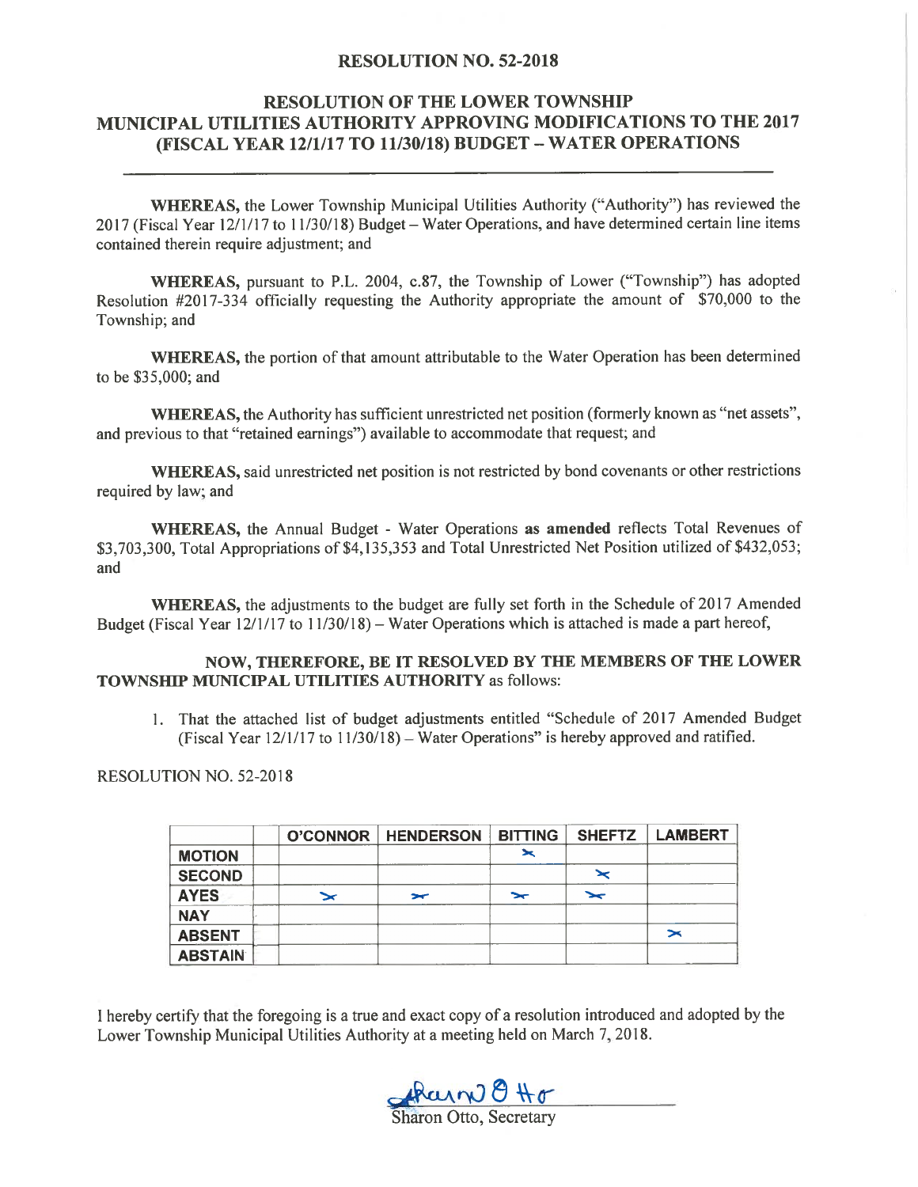# RESOLUTION NO. 52-2018

## RESOLUTION OF THE LOWER TOWNSHIP MUNICIPAL UTILITIES AUTHORITY APPROVING MODIFICATIONS TO THE 2017 (FISCAL YEAR 12/1/17 TO 11/30/18) BUDGET – WATER OPERATIONS

**WHEREAS,** the Lower Township Municipal Utilities Authority ("Authority") has reviewed the 2017 (Fiscal Year 12/1/17 to 11/30/18) Budget – Water Operations, and have determined certain line items contained therein require adjustment; and

**WHEREAS,** pursuant to P.L. 2004, c.87, the Township of Lower ("Township") has adopted Resolution #2017-334 officially requesting the Authority appropriate the amount of $70,000 to the Township; and

**WHEREAS,** the portion of that amount attributable to the Water Operation has been determined to be $35,000; and

**WHEREAS,** the Authority has sufficient unrestricted net position (formerly known as "net assets", and previous to that "retained earnings") available to accommodate that request; and

**WHEREAS,** said unrestricted net position is not restricted by bond covenants or other restrictions required by law; and

**WHEREAS,** the Annual Budget - Water Operations **as amended** reflects Total Revenues of $3,703,300, Total Appropriations of $4,135,353 and Total Unrestricted Net Position utilized of $432,053; and

**WHEREAS,** the adjustments to the budget are fully set forth in the Schedule of 2017 Amended Budget (Fiscal Year 12/1/17 to 11/30/18) – Water Operations which is attached is made a part hereof,

**NOW, THEREFORE, BE IT RESOLVED BY THE MEMBERS OF THE LOWER TOWNSHIP MUNICIPAL UTILITIES AUTHORITY** as follows:

1. That the attached list of budget adjustments entitled "Schedule of 2017 Amended Budget (Fiscal Year 12/1/17 to 11/30/18) – Water Operations" is hereby approved and ratified.

RESOLUTION NO. 52-2018

| | | O'CONNOR | HENDERSON | BITTING | SHEFTZ | LAMBERT |
|---|---|---|---|---|---|---|
| **MOTION** | | | | X | | |
| **SECOND** | | | | | X | |
| **AYES** | | X | X | X | X | |
| **NAY** | | | | | | |
| **ABSENT** | | | | | | X |
| **ABSTAIN** | | | | | | |

I hereby certify that the foregoing is a true and exact copy of a resolution introduced and adopted by the Lower Township Municipal Utilities Authority at a meeting held on March 7, 2018.

Sharon Otto

Sharon Otto, Secretary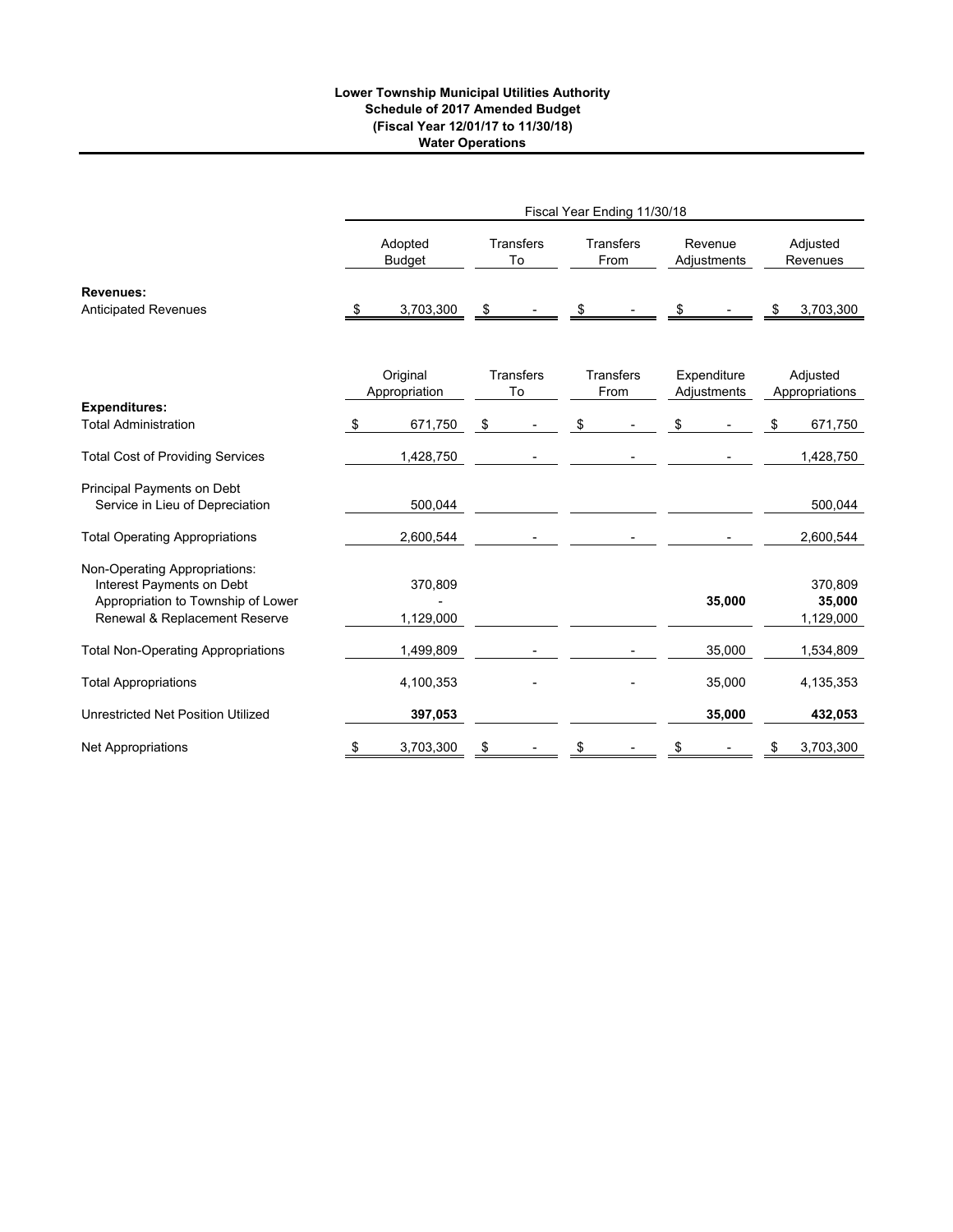**Lower Township Municipal Utilities Authority**
**Schedule of 2017 Amended Budget**
**(Fiscal Year 12/01/17 to 11/30/18)**
**Water Operations**

| | Fiscal Year Ending 11/30/18 | | | | |
|---|---|---|---|---|---|
| | Adopted Budget | Transfers To | Transfers From | Revenue Adjustments | Adjusted Revenues |
| **Revenues:** | | | | | |
| Anticipated Revenues | $ 3,703,300 | $ - | $ - | $ - | $ 3,703,300 |

| | Original Appropriation | Transfers To | Transfers From | Expenditure Adjustments | Adjusted Appropriations |
|---|---|---|---|---|---|
| **Expenditures:** | | | | | |
| Total Administration | $ 671,750 | $ - | $ - | $ - | $ 671,750 |
| Total Cost of Providing Services | 1,428,750 | - | - | - | 1,428,750 |
| Principal Payments on Debt Service in Lieu of Depreciation | 500,044 | | | | 500,044 |
| Total Operating Appropriations | 2,600,544 | - | - | - | 2,600,544 |
| Non-Operating Appropriations: | | | | | |
| Interest Payments on Debt | 370,809 | | | | 370,809 |
| Appropriation to Township of Lower | - | | | **35,000** | **35,000** |
| Renewal & Replacement Reserve | 1,129,000 | | | | 1,129,000 |
| Total Non-Operating Appropriations | 1,499,809 | - | - | 35,000 | 1,534,809 |
| Total Appropriations | 4,100,353 | - | - | 35,000 | 4,135,353 |
| Unrestricted Net Position Utilized | **397,053** | | | **35,000** | **432,053** |
| Net Appropriations | $ 3,703,300 | $ - | $ - | $ - | $ 3,703,300 |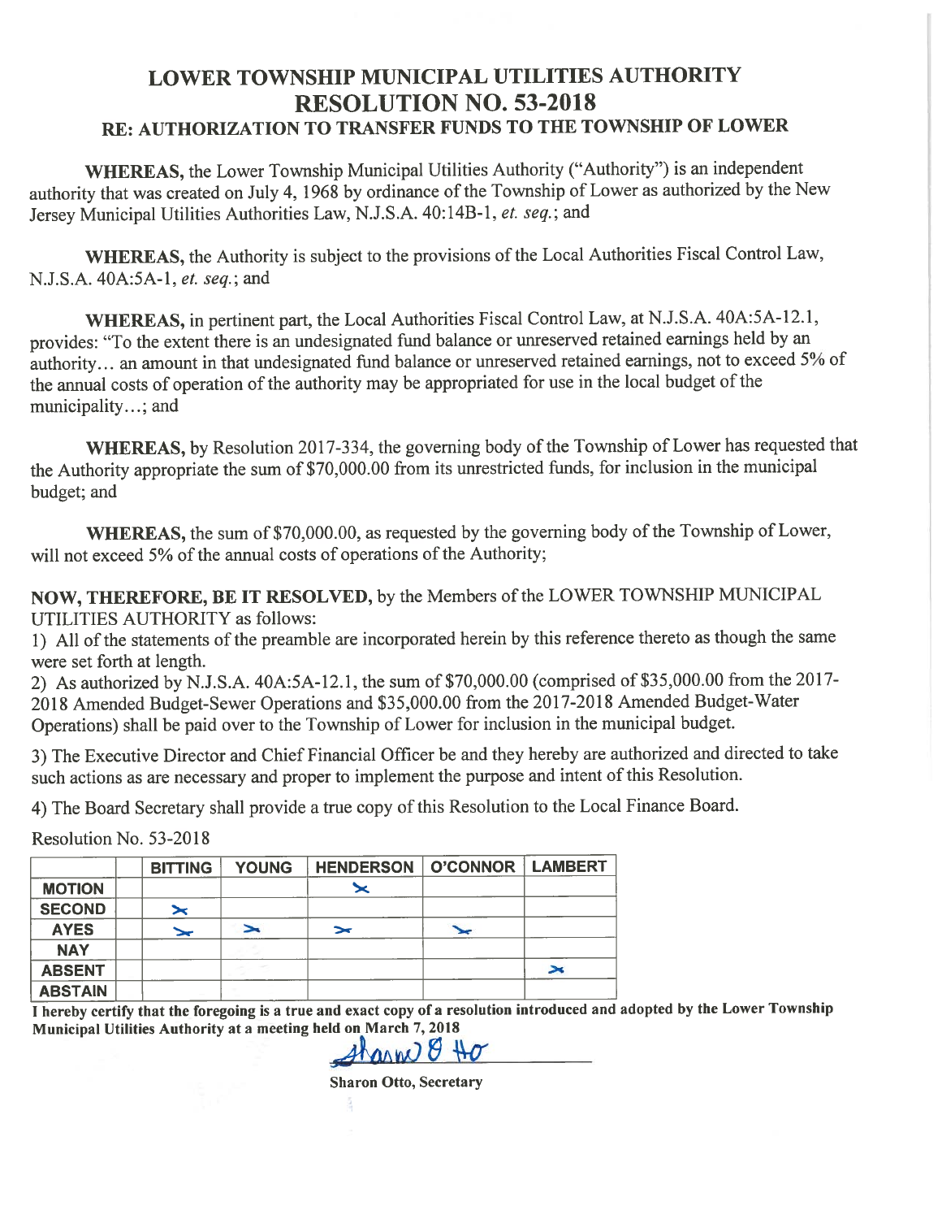# LOWER TOWNSHIP MUNICIPAL UTILITIES AUTHORITY
## RESOLUTION NO. 53-2018
### RE: AUTHORIZATION TO TRANSFER FUNDS TO THE TOWNSHIP OF LOWER

**WHEREAS,** the Lower Township Municipal Utilities Authority ("Authority") is an independent authority that was created on July 4, 1968 by ordinance of the Township of Lower as authorized by the New Jersey Municipal Utilities Authorities Law, N.J.S.A. 40:14B-1, *et. seq.*; and

**WHEREAS,** the Authority is subject to the provisions of the Local Authorities Fiscal Control Law, N.J.S.A. 40A:5A-1, *et. seq.*; and

**WHEREAS,** in pertinent part, the Local Authorities Fiscal Control Law, at N.J.S.A. 40A:5A-12.1, provides: "To the extent there is an undesignated fund balance or unreserved retained earnings held by an authority… an amount in that undesignated fund balance or unreserved retained earnings, not to exceed 5% of the annual costs of operation of the authority may be appropriated for use in the local budget of the municipality…; and

**WHEREAS,** by Resolution 2017-334, the governing body of the Township of Lower has requested that the Authority appropriate the sum of $70,000.00 from its unrestricted funds, for inclusion in the municipal budget; and

**WHEREAS,** the sum of $70,000.00, as requested by the governing body of the Township of Lower, will not exceed 5% of the annual costs of operations of the Authority;

**NOW, THEREFORE, BE IT RESOLVED,** by the Members of the LOWER TOWNSHIP MUNICIPAL UTILITIES AUTHORITY as follows:

1) All of the statements of the preamble are incorporated herein by this reference thereto as though the same were set forth at length.

2) As authorized by N.J.S.A. 40A:5A-12.1, the sum of $70,000.00 (comprised of $35,000.00 from the 2017-2018 Amended Budget-Sewer Operations and $35,000.00 from the 2017-2018 Amended Budget-Water Operations) shall be paid over to the Township of Lower for inclusion in the municipal budget.

3) The Executive Director and Chief Financial Officer be and they hereby are authorized and directed to take such actions as are necessary and proper to implement the purpose and intent of this Resolution.

4) The Board Secretary shall provide a true copy of this Resolution to the Local Finance Board.

Resolution No. 53-2018

| | | BITTING | YOUNG | HENDERSON | O'CONNOR | LAMBERT |
|---|---|---|---|---|---|---|
| **MOTION** | | | | X | | |
| **SECOND** | | X | | | | |
| **AYES** | | X | X | X | X | |
| **NAY** | | | | | | |
| **ABSENT** | | | | | | X |
| **ABSTAIN** | | | | | | |

**I hereby certify that the foregoing is a true and exact copy of a resolution introduced and adopted by the Lower Township Municipal Utilities Authority at a meeting held on March 7, 2018**

Sharon Otto

**Sharon Otto, Secretary**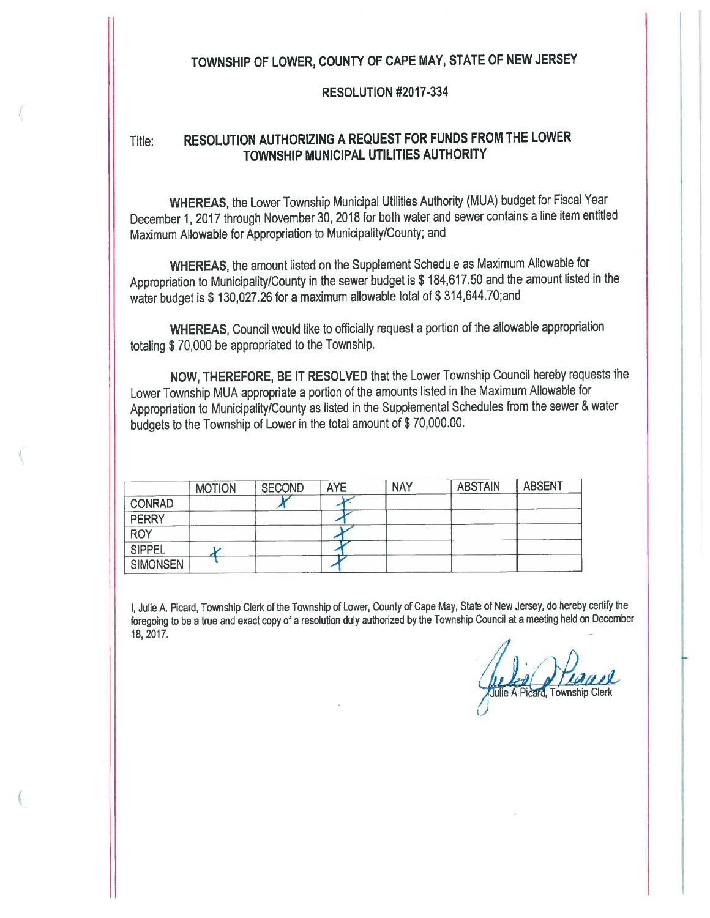# TOWNSHIP OF LOWER, COUNTY OF CAPE MAY, STATE OF NEW JERSEY

## RESOLUTION #2017-334

Title: **RESOLUTION AUTHORIZING A REQUEST FOR FUNDS FROM THE LOWER TOWNSHIP MUNICIPAL UTILITIES AUTHORITY**

**WHEREAS,** the Lower Township Municipal Utilities Authority (MUA) budget for Fiscal Year December 1, 2017 through November 30, 2018 for both water and sewer contains a line item entitled Maximum Allowable for Appropriation to Municipality/County; and

**WHEREAS,** the amount listed on the Supplement Schedule as Maximum Allowable for Appropriation to Municipality/County in the sewer budget is $ 184,617.50 and the amount listed in the water budget is $ 130,027.26 for a maximum allowable total of $ 314,644.70;and

**WHEREAS,** Council would like to officially request a portion of the allowable appropriation totaling $ 70,000 be appropriated to the Township.

**NOW, THEREFORE, BE IT RESOLVED** that the Lower Township Council hereby requests the Lower Township MUA appropriate a portion of the amounts listed in the Maximum Allowable for Appropriation to Municipality/County as listed in the Supplemental Schedules from the sewer & water budgets to the Township of Lower in the total amount of $ 70,000.00.

| | MOTION | SECOND | AYE | NAY | ABSTAIN | ABSENT |
|---|---|---|---|---|---|---|
| CONRAD | | X | X | | | |
| PERRY | | | X | | | |
| ROY | | | X | | | |
| SIPPEL | X | | X | | | |
| SIMONSEN | | | X | | | |

I, Julie A. Picard, Township Clerk of the Township of Lower, County of Cape May, State of New Jersey, do hereby certify the foregoing to be a true and exact copy of a resolution duly authorized by the Township Council at a meeting held on December 18, 2017.

Julie A Picard, Township Clerk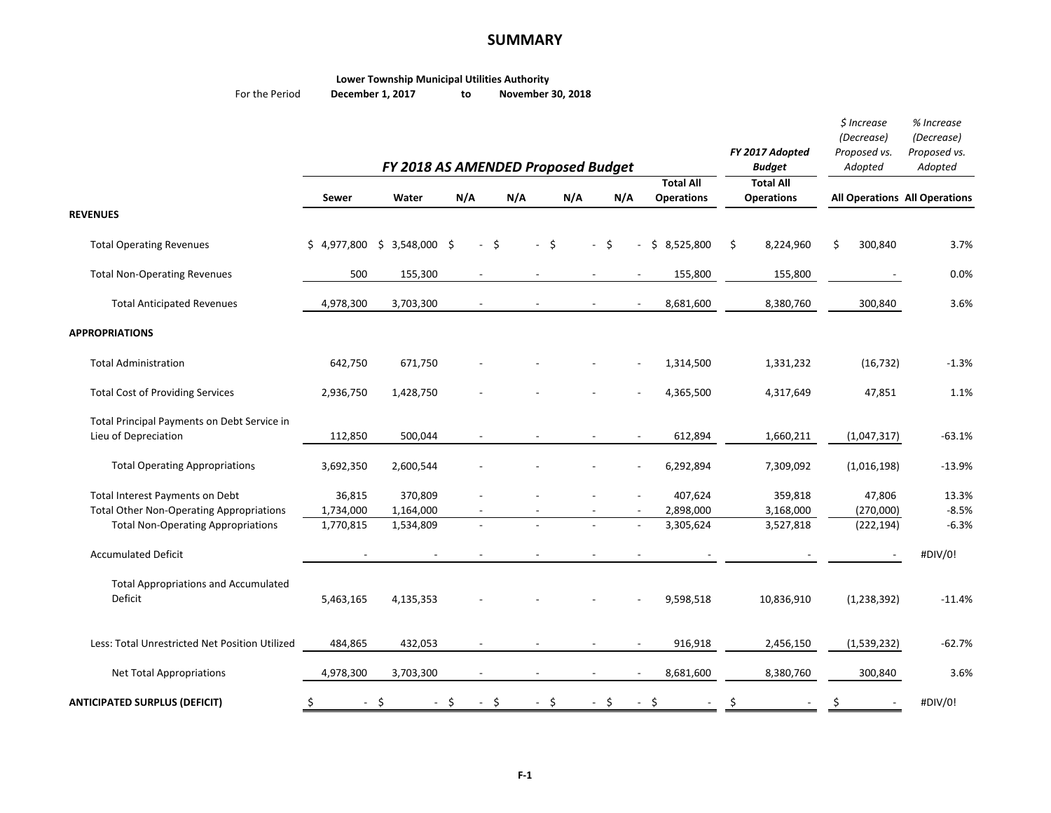# SUMMARY

**Lower Township Municipal Utilities Authority**

For the Period **December 1, 2017** to **November 30, 2018**

| | *FY 2018 AS AMENDED Proposed Budget* | | | | | | | *FY 2017 Adopted Budget* | *$ Increase (Decrease) Proposed vs. Adopted* | *% Increase (Decrease) Proposed vs. Adopted* |
|---|---|---|---|---|---|---|---|---|---|---|
| | **Sewer** | **Water** | **N/A** | **N/A** | **N/A** | **N/A** | **Total All Operations** | **Total All Operations** | **All Operations** | **All Operations** |
| **REVENUES** | | | | | | | | | | |
| Total Operating Revenues | $ 4,977,800 | $ 3,548,000 | $ - | $ - | $ - | $ - | $ 8,525,800 | $ 8,224,960 | $ 300,840 | 3.7% |
| Total Non-Operating Revenues | 500 | 155,300 | - | - | - | - | 155,800 | 155,800 | - | 0.0% |
| Total Anticipated Revenues | 4,978,300 | 3,703,300 | - | - | - | - | 8,681,600 | 8,380,760 | 300,840 | 3.6% |
| **APPROPRIATIONS** | | | | | | | | | | |
| Total Administration | 642,750 | 671,750 | - | - | - | - | 1,314,500 | 1,331,232 | (16,732) | -1.3% |
| Total Cost of Providing Services | 2,936,750 | 1,428,750 | - | - | - | - | 4,365,500 | 4,317,649 | 47,851 | 1.1% |
| Total Principal Payments on Debt Service in Lieu of Depreciation | 112,850 | 500,044 | - | - | - | - | 612,894 | 1,660,211 | (1,047,317) | -63.1% |
| Total Operating Appropriations | 3,692,350 | 2,600,544 | - | - | - | - | 6,292,894 | 7,309,092 | (1,016,198) | -13.9% |
| Total Interest Payments on Debt | 36,815 | 370,809 | - | - | - | - | 407,624 | 359,818 | 47,806 | 13.3% |
| Total Other Non-Operating Appropriations | 1,734,000 | 1,164,000 | - | - | - | - | 2,898,000 | 3,168,000 | (270,000) | -8.5% |
| Total Non-Operating Appropriations | 1,770,815 | 1,534,809 | - | - | - | - | 3,305,624 | 3,527,818 | (222,194) | -6.3% |
| Accumulated Deficit | - | - | - | - | - | - | - | - | - | #DIV/0! |
| Total Appropriations and Accumulated Deficit | 5,463,165 | 4,135,353 | - | - | - | - | 9,598,518 | 10,836,910 | (1,238,392) | -11.4% |
| Less: Total Unrestricted Net Position Utilized | 484,865 | 432,053 | - | - | - | - | 916,918 | 2,456,150 | (1,539,232) | -62.7% |
| Net Total Appropriations | 4,978,300 | 3,703,300 | - | - | - | - | 8,681,600 | 8,380,760 | 300,840 | 3.6% |
| **ANTICIPATED SURPLUS (DEFICIT)** | $ - | $ - | $ - | $ - | $ - | $ - | $ - | $ - | $ - | #DIV/0! |

F-1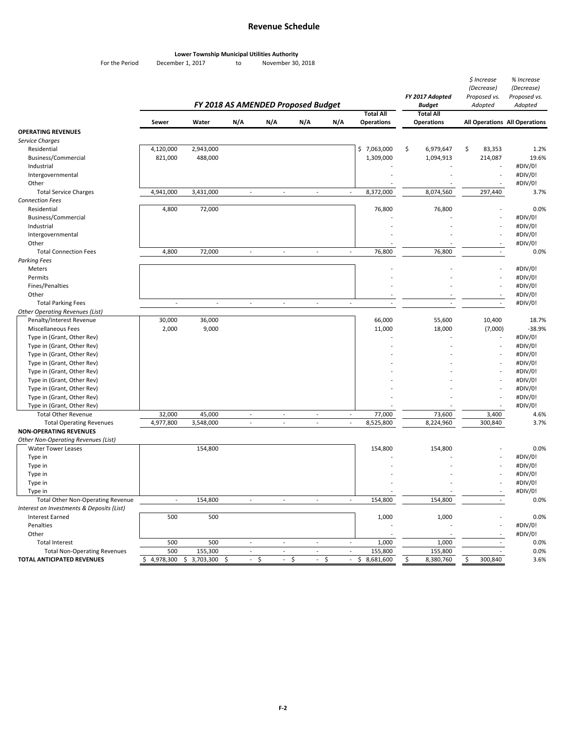# Revenue Schedule

**Lower Township Municipal Utilities Authority**

For the Period December 1, 2017 to November 30, 2018

| | *FY 2018 AS AMENDED Proposed Budget* | | | | | | | *FY 2017 Adopted Budget* | *$ Increase (Decrease) Proposed vs. Adopted* | *% Increase (Decrease) Proposed vs. Adopted* |
|---|---|---|---|---|---|---|---|---|---|---|
| | **Sewer** | **Water** | **N/A** | **N/A** | **N/A** | **N/A** | **Total All Operations** | **Total All Operations** | **All Operations** | **All Operations** |
| **OPERATING REVENUES** | | | | | | | | | | |
| *Service Charges* | | | | | | | | | | |
| Residential | 4,120,000 | 2,943,000 | | | | | $ 7,063,000 | $ 6,979,647 | $ 83,353 | 1.2% |
| Business/Commercial | 821,000 | 488,000 | | | | | 1,309,000 | 1,094,913 | 214,087 | 19.6% |
| Industrial | | | | | | | - | - | - | #DIV/0! |
| Intergovernmental | | | | | | | - | - | - | #DIV/0! |
| Other | | | | | | | - | - | - | #DIV/0! |
| Total Service Charges | 4,941,000 | 3,431,000 | - | - | - | - | 8,372,000 | 8,074,560 | 297,440 | 3.7% |
| *Connection Fees* | | | | | | | | | | |
| Residential | 4,800 | 72,000 | | | | | 76,800 | 76,800 | - | 0.0% |
| Business/Commercial | | | | | | | - | - | - | #DIV/0! |
| Industrial | | | | | | | - | - | - | #DIV/0! |
| Intergovernmental | | | | | | | - | - | - | #DIV/0! |
| Other | | | | | | | - | - | - | #DIV/0! |
| Total Connection Fees | 4,800 | 72,000 | - | - | - | - | 76,800 | 76,800 | - | 0.0% |
| *Parking Fees* | | | | | | | | | | |
| Meters | | | | | | | - | - | - | #DIV/0! |
| Permits | | | | | | | - | - | - | #DIV/0! |
| Fines/Penalties | | | | | | | - | - | - | #DIV/0! |
| Other | | | | | | | - | - | - | #DIV/0! |
| Total Parking Fees | - | - | - | - | - | - | - | - | - | #DIV/0! |
| *Other Operating Revenues (List)* | | | | | | | | | | |
| Penalty/Interest Revenue | 30,000 | 36,000 | | | | | 66,000 | 55,600 | 10,400 | 18.7% |
| Miscellaneous Fees | 2,000 | 9,000 | | | | | 11,000 | 18,000 | (7,000) | -38.9% |
| Type in (Grant, Other Rev) | | | | | | | - | - | - | #DIV/0! |
| Type in (Grant, Other Rev) | | | | | | | - | - | - | #DIV/0! |
| Type in (Grant, Other Rev) | | | | | | | - | - | - | #DIV/0! |
| Type in (Grant, Other Rev) | | | | | | | - | - | - | #DIV/0! |
| Type in (Grant, Other Rev) | | | | | | | - | - | - | #DIV/0! |
| Type in (Grant, Other Rev) | | | | | | | - | - | - | #DIV/0! |
| Type in (Grant, Other Rev) | | | | | | | - | - | - | #DIV/0! |
| Type in (Grant, Other Rev) | | | | | | | - | - | - | #DIV/0! |
| Type in (Grant, Other Rev) | | | | | | | - | - | - | #DIV/0! |
| Total Other Revenue | 32,000 | 45,000 | - | - | - | - | 77,000 | 73,600 | 3,400 | 4.6% |
| Total Operating Revenues | 4,977,800 | 3,548,000 | - | - | - | - | 8,525,800 | 8,224,960 | 300,840 | 3.7% |
| **NON-OPERATING REVENUES** | | | | | | | | | | |
| *Other Non-Operating Revenues (List)* | | | | | | | | | | |
| Water Tower Leases | | 154,800 | | | | | 154,800 | 154,800 | - | 0.0% |
| Type in | | | | | | | - | - | - | #DIV/0! |
| Type in | | | | | | | - | - | - | #DIV/0! |
| Type in | | | | | | | - | - | - | #DIV/0! |
| Type in | | | | | | | - | - | - | #DIV/0! |
| Type in | | | | | | | - | - | - | #DIV/0! |
| Total Other Non-Operating Revenue | - | 154,800 | - | - | - | - | 154,800 | 154,800 | - | 0.0% |
| *Interest on Investments & Deposits (List)* | | | | | | | | | | |
| Interest Earned | 500 | 500 | | | | | 1,000 | 1,000 | - | 0.0% |
| Penalties | | | | | | | - | - | - | #DIV/0! |
| Other | | | | | | | - | - | - | #DIV/0! |
| Total Interest | 500 | 500 | - | - | - | - | 1,000 | 1,000 | - | 0.0% |
| Total Non-Operating Revenues | 500 | 155,300 | - | - | - | - | 155,800 | 155,800 | - | 0.0% |
| **TOTAL ANTICIPATED REVENUES** | $ 4,978,300 | $ 3,703,300 | $ - | $ - | $ - | $ - | $ 8,681,600 | $ 8,380,760 | $ 300,840 | 3.6% |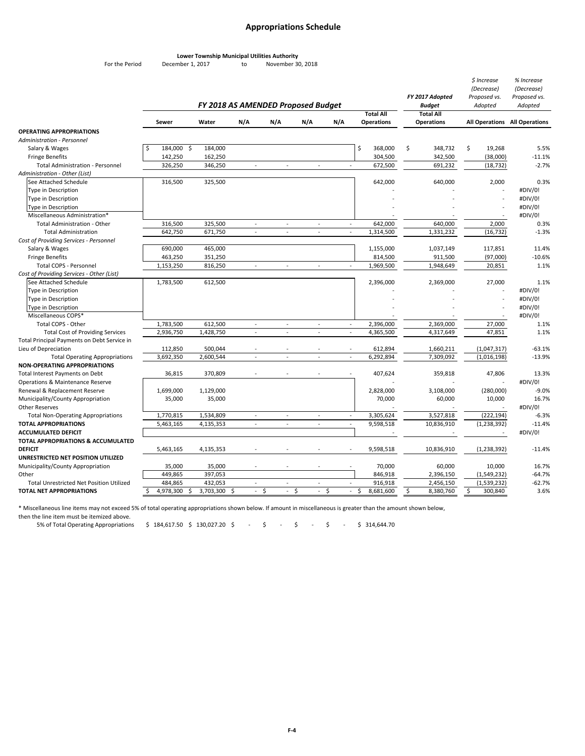# Appropriations Schedule

**Lower Township Municipal Utilities Authority**

For the Period December 1, 2017 to November 30, 2018

| | *FY 2018 AS AMENDED Proposed Budget* | | | | | | | *FY 2017 Adopted Budget* | *$ Increase (Decrease) Proposed vs. Adopted* | *% Increase (Decrease) Proposed vs. Adopted* |
|---|---|---|---|---|---|---|---|---|---|---|
| | **Sewer** | **Water** | **N/A** | **N/A** | **N/A** | **N/A** | **Total All Operations** | **Total All Operations** | **All Operations** | **All Operations** |
| **OPERATING APPROPRIATIONS** | | | | | | | | | | |
| *Administration - Personnel* | | | | | | | | | | |
| Salary & Wages | $ 184,000 | $ 184,000 | | | | | $ 368,000 | $ 348,732 | $ 19,268 | 5.5% |
| Fringe Benefits | 142,250 | 162,250 | | | | | 304,500 | 342,500 | (38,000) | -11.1% |
| Total Administration - Personnel | 326,250 | 346,250 | - | - | - | - | 672,500 | 691,232 | (18,732) | -2.7% |
| *Administration - Other (List)* | | | | | | | | | | |
| See Attached Schedule | 316,500 | 325,500 | | | | | 642,000 | 640,000 | 2,000 | 0.3% |
| Type in Description | | | | | | | - | - | - | #DIV/0! |
| Type in Description | | | | | | | - | - | - | #DIV/0! |
| Type in Description | | | | | | | - | - | - | #DIV/0! |
| Miscellaneous Administration* | | | | | | | - | - | - | #DIV/0! |
| Total Administration - Other | 316,500 | 325,500 | - | - | - | - | 642,000 | 640,000 | 2,000 | 0.3% |
| Total Administration | 642,750 | 671,750 | - | - | - | - | 1,314,500 | 1,331,232 | (16,732) | -1.3% |
| *Cost of Providing Services - Personnel* | | | | | | | | | | |
| Salary & Wages | 690,000 | 465,000 | | | | | 1,155,000 | 1,037,149 | 117,851 | 11.4% |
| Fringe Benefits | 463,250 | 351,250 | | | | | 814,500 | 911,500 | (97,000) | -10.6% |
| Total COPS - Personnel | 1,153,250 | 816,250 | - | - | - | - | 1,969,500 | 1,948,649 | 20,851 | 1.1% |
| *Cost of Providing Services - Other (List)* | | | | | | | | | | |
| See Attached Schedule | 1,783,500 | 612,500 | | | | | 2,396,000 | 2,369,000 | 27,000 | 1.1% |
| Type in Description | | | | | | | - | - | - | #DIV/0! |
| Type in Description | | | | | | | - | - | - | #DIV/0! |
| Type in Description | | | | | | | - | - | - | #DIV/0! |
| Miscellaneous COPS* | | | | | | | - | - | - | #DIV/0! |
| Total COPS - Other | 1,783,500 | 612,500 | - | - | - | - | 2,396,000 | 2,369,000 | 27,000 | 1.1% |
| Total Cost of Providing Services | 2,936,750 | 1,428,750 | - | - | - | - | 4,365,500 | 4,317,649 | 47,851 | 1.1% |
| Total Principal Payments on Debt Service in Lieu of Depreciation | 112,850 | 500,044 | - | - | - | - | 612,894 | 1,660,211 | (1,047,317) | -63.1% |
| Total Operating Appropriations | 3,692,350 | 2,600,544 | - | - | - | - | 6,292,894 | 7,309,092 | (1,016,198) | -13.9% |
| **NON-OPERATING APPROPRIATIONS** | | | | | | | | | | |
| Total Interest Payments on Debt | 36,815 | 370,809 | - | - | - | - | 407,624 | 359,818 | 47,806 | 13.3% |
| Operations & Maintenance Reserve | | | | | | | - | - | - | #DIV/0! |
| Renewal & Replacement Reserve | 1,699,000 | 1,129,000 | | | | | 2,828,000 | 3,108,000 | (280,000) | -9.0% |
| Municipality/County Appropriation | 35,000 | 35,000 | | | | | 70,000 | 60,000 | 10,000 | 16.7% |
| Other Reserves | | | | | | | - | - | - | #DIV/0! |
| Total Non-Operating Appropriations | 1,770,815 | 1,534,809 | - | - | - | - | 3,305,624 | 3,527,818 | (222,194) | -6.3% |
| **TOTAL APPROPRIATIONS** | 5,463,165 | 4,135,353 | - | - | - | - | 9,598,518 | 10,836,910 | (1,238,392) | -11.4% |
| **ACCUMULATED DEFICIT** | | | | | | | - | - | - | #DIV/0! |
| **TOTAL APPROPRIATIONS & ACCUMULATED DEFICIT** | 5,463,165 | 4,135,353 | - | - | - | - | 9,598,518 | 10,836,910 | (1,238,392) | -11.4% |
| **UNRESTRICTED NET POSITION UTILIZED** | | | | | | | | | | |
| Municipality/County Appropriation | 35,000 | 35,000 | - | - | - | - | 70,000 | 60,000 | 10,000 | 16.7% |
| Other | 449,865 | 397,053 | | | | | 846,918 | 2,396,150 | (1,549,232) | -64.7% |
| Total Unrestricted Net Position Utilized | 484,865 | 432,053 | - | - | - | - | 916,918 | 2,456,150 | (1,539,232) | -62.7% |
| **TOTAL NET APPROPRIATIONS** | $ 4,978,300 | $ 3,703,300 | $ - | $ - | $ - | $ - | $ 8,681,600 | $ 8,380,760 | $ 300,840 | 3.6% |

\* Miscellaneous line items may not exceed 5% of total operating appropriations shown below. If amount in miscellaneous is greater than the amount shown below, then the line item must be itemized above.

| 5% of Total Operating Appropriations | $ 184,617.50 | $ 130,027.20 | $ - | $ - | $ - | $ - | $ 314,644.70 |
|---|---|---|---|---|---|---|---|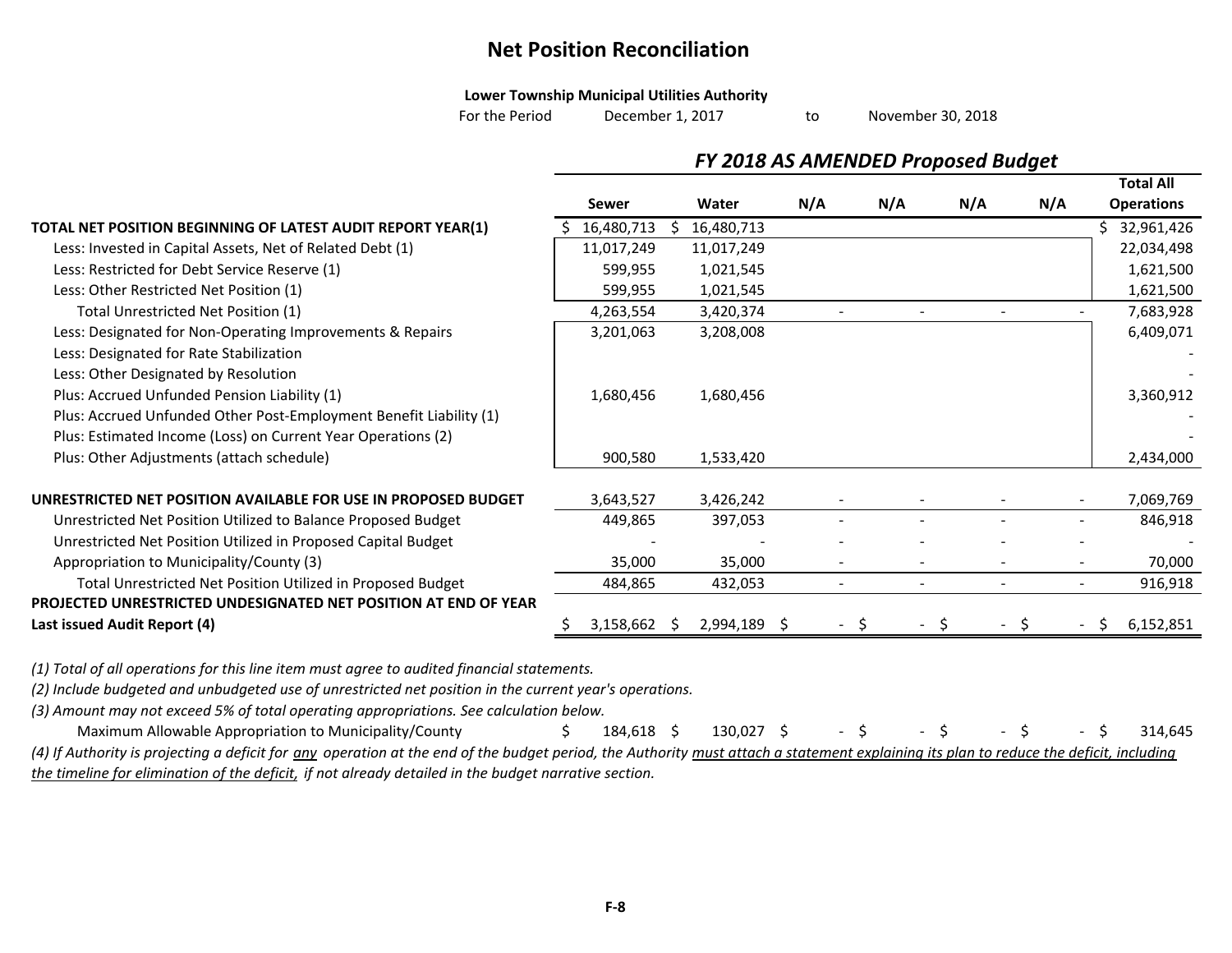# Net Position Reconciliation

**Lower Township Municipal Utilities Authority**

For the Period December 1, 2017 to November 30, 2018

| | *FY 2018 AS AMENDED Proposed Budget* | | | | | | |
|---|---|---|---|---|---|---|---|
| | **Sewer** | **Water** | **N/A** | **N/A** | **N/A** | **N/A** | **Total All Operations** |
| **TOTAL NET POSITION BEGINNING OF LATEST AUDIT REPORT YEAR(1)** | $ 16,480,713 | $ 16,480,713 | | | | | $ 32,961,426 |
| Less: Invested in Capital Assets, Net of Related Debt (1) | 11,017,249 | 11,017,249 | | | | | 22,034,498 |
| Less: Restricted for Debt Service Reserve (1) | 599,955 | 1,021,545 | | | | | 1,621,500 |
| Less: Other Restricted Net Position (1) | 599,955 | 1,021,545 | | | | | 1,621,500 |
| Total Unrestricted Net Position (1) | 4,263,554 | 3,420,374 | - | - | - | - | 7,683,928 |
| Less: Designated for Non-Operating Improvements & Repairs | 3,201,063 | 3,208,008 | | | | | 6,409,071 |
| Less: Designated for Rate Stabilization | | | | | | | - |
| Less: Other Designated by Resolution | | | | | | | - |
| Plus: Accrued Unfunded Pension Liability (1) | 1,680,456 | 1,680,456 | | | | | 3,360,912 |
| Plus: Accrued Unfunded Other Post-Employment Benefit Liability (1) | | | | | | | - |
| Plus: Estimated Income (Loss) on Current Year Operations (2) | | | | | | | - |
| Plus: Other Adjustments (attach schedule) | 900,580 | 1,533,420 | | | | | 2,434,000 |
| **UNRESTRICTED NET POSITION AVAILABLE FOR USE IN PROPOSED BUDGET** | 3,643,527 | 3,426,242 | - | - | - | - | 7,069,769 |
| Unrestricted Net Position Utilized to Balance Proposed Budget | 449,865 | 397,053 | - | - | - | - | 846,918 |
| Unrestricted Net Position Utilized in Proposed Capital Budget | - | - | - | - | - | - | - |
| Appropriation to Municipality/County (3) | 35,000 | 35,000 | - | - | - | - | 70,000 |
| Total Unrestricted Net Position Utilized in Proposed Budget | 484,865 | 432,053 | - | - | - | - | 916,918 |
| **PROJECTED UNRESTRICTED UNDESIGNATED NET POSITION AT END OF YEAR Last issued Audit Report (4)** | $ 3,158,662 | $ 2,994,189 | $ - | $ - | $ - | $ - | $ 6,152,851 |

*(1) Total of all operations for this line item must agree to audited financial statements.*

*(2) Include budgeted and unbudgeted use of unrestricted net position in the current year's operations.*

*(3) Amount may not exceed 5% of total operating appropriations. See calculation below.*

| | | | | | | | |
|---|---|---|---|---|---|---|---|
| Maximum Allowable Appropriation to Municipality/County | $ 184,618 | $ 130,027 | $ - | $ - | $ - | $ - | $ 314,645 |

*(4) If Authority is projecting a deficit for any operation at the end of the budget period, the Authority must attach a statement explaining its plan to reduce the deficit, including the timeline for elimination of the deficit, if not already detailed in the budget narrative section.*